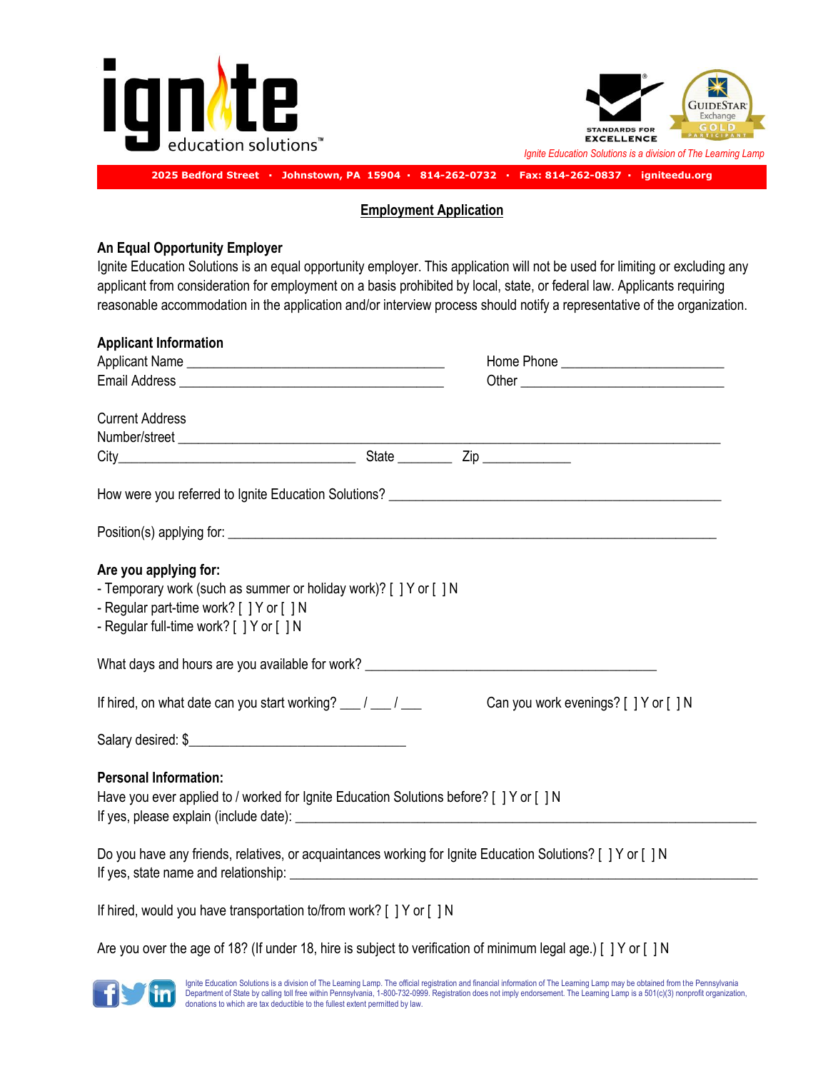ignite education solutions™

Ignite Education Solutions is a division of The Learning Lamp

2025 Bedford Street · Johnstown, PA 15904 · 814-262-0732 · Fax: 814-262-0837 · igniteedu.org

# Employment Application

**An Equal Opportunity Employer**

Ignite Education Solutions is an equal opportunity employer. This application will not be used for limiting or excluding any applicant from consideration for employment on a basis prohibited by local, state, or federal law. Applicants requiring reasonable accommodation in the application and/or interview process should notify a representative of the organization.

**Applicant Information**

Applicant Name ______________________________ Home Phone ____________________

Email Address ______________________________ Other ________________________

Current Address

Number/street ______________________________________________________________

City____________________________ State ________ Zip ____________

How were you referred to Ignite Education Solutions? ______________________________________

Position(s) applying for: __________________________________________________________

**Are you applying for:**

- Temporary work (such as summer or holiday work)? [ ] Y or [ ] N
- Regular part-time work? [ ] Y or [ ] N
- Regular full-time work? [ ] Y or [ ] N

What days and hours are you available for work? ____________________________________

If hired, on what date can you start working? ___ / ___ / ___ Can you work evenings? [ ] Y or [ ] N

Salary desired: $______________________________

**Personal Information:**

Have you ever applied to / worked for Ignite Education Solutions before? [ ] Y or [ ] N

If yes, please explain (include date): ____________________________________________________

Do you have any friends, relatives, or acquaintances working for Ignite Education Solutions? [ ] Y or [ ] N

If yes, state name and relationship: _____________________________________________________

If hired, would you have transportation to/from work? [ ] Y or [ ] N

Are you over the age of 18? (If under 18, hire is subject to verification of minimum legal age.) [ ] Y or [ ] N

Ignite Education Solutions is a division of The Learning Lamp. The official registration and financial information of The Learning Lamp may be obtained from the Pennsylvania Department of State by calling toll free within Pennsylvania, 1-800-732-0999. Registration does not imply endorsement. The Learning Lamp is a 501(c)(3) nonprofit organization, donations to which are tax deductible to the fullest extent permitted by law.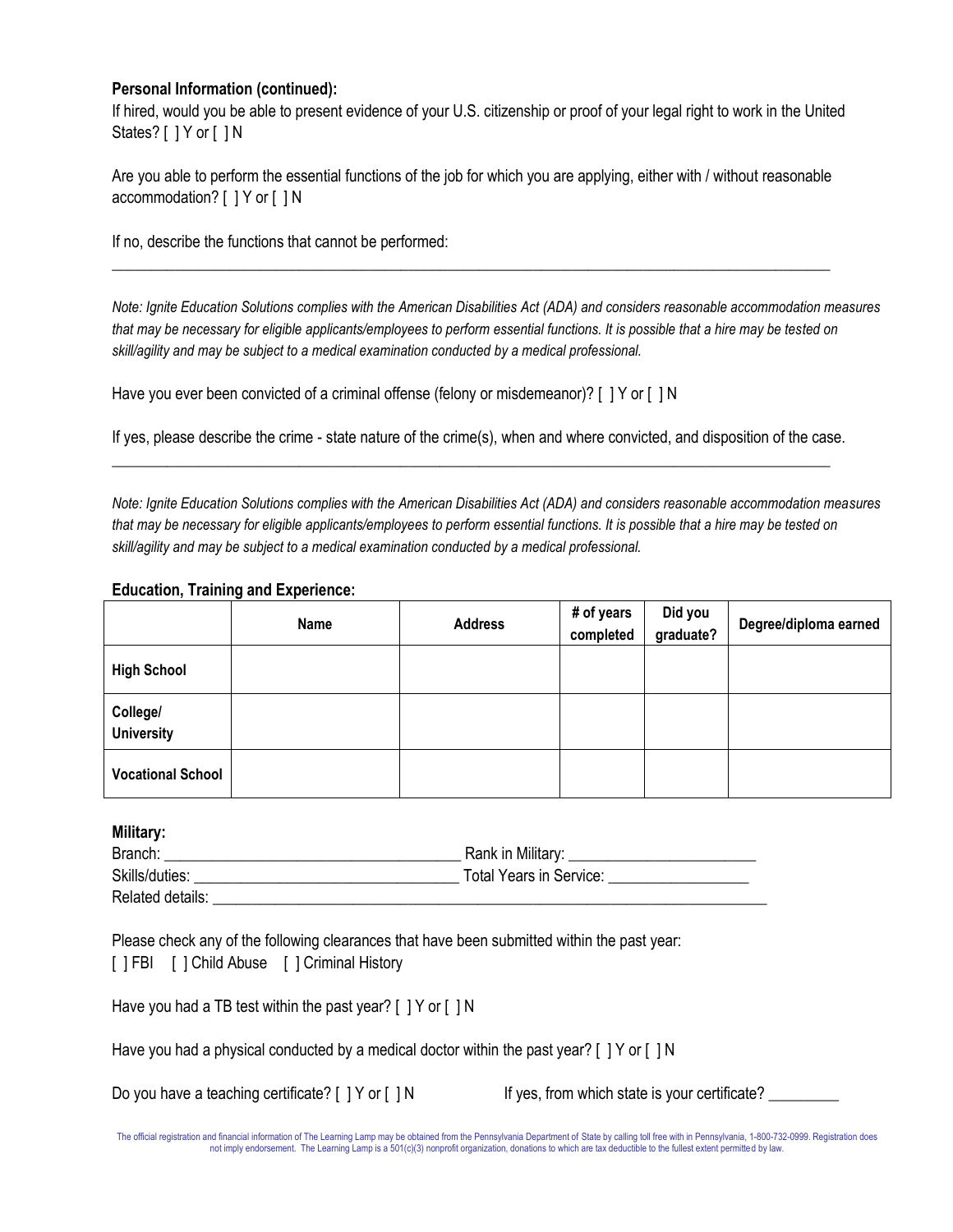**Personal Information (continued):**

If hired, would you be able to present evidence of your U.S. citizenship or proof of your legal right to work in the United States? [ ] Y or [ ] N

Are you able to perform the essential functions of the job for which you are applying, either with / without reasonable accommodation? [ ] Y or [ ] N

If no, describe the functions that cannot be performed:

_______________________________________________________________________________________________

*Note: Ignite Education Solutions complies with the American Disabilities Act (ADA) and considers reasonable accommodation measures that may be necessary for eligible applicants/employees to perform essential functions. It is possible that a hire may be tested on skill/agility and may be subject to a medical examination conducted by a medical professional.*

Have you ever been convicted of a criminal offense (felony or misdemeanor)? [ ] Y or [ ] N

If yes, please describe the crime - state nature of the crime(s), when and where convicted, and disposition of the case.

_______________________________________________________________________________________________

*Note: Ignite Education Solutions complies with the American Disabilities Act (ADA) and considers reasonable accommodation measures that may be necessary for eligible applicants/employees to perform essential functions. It is possible that a hire may be tested on skill/agility and may be subject to a medical examination conducted by a medical professional.*

**Education, Training and Experience:**

| | Name | Address | # of years completed | Did you graduate? | Degree/diploma earned |
|---|---|---|---|---|---|
| **High School** | | | | | |
| **College/ University** | | | | | |
| **Vocational School** | | | | | |

**Military:**

Branch: ____________________________________ Rank in Military: _______________________

Skills/duties: _________________________________ Total Years in Service: _________________

Related details: ______________________________________________________________________

Please check any of the following clearances that have been submitted within the past year:

[ ] FBI [ ] Child Abuse [ ] Criminal History

Have you had a TB test within the past year? [ ] Y or [ ] N

Have you had a physical conducted by a medical doctor within the past year? [ ] Y or [ ] N

Do you have a teaching certificate? [ ] Y or [ ] N If yes, from which state is your certificate? _________

The official registration and financial information of The Learning Lamp may be obtained from the Pennsylvania Department of State by calling toll free with in Pennsylvania, 1-800-732-0999. Registration does not imply endorsement. The Learning Lamp is a 501(c)(3) nonprofit organization, donations to which are tax deductible to the fullest extent permitted by law.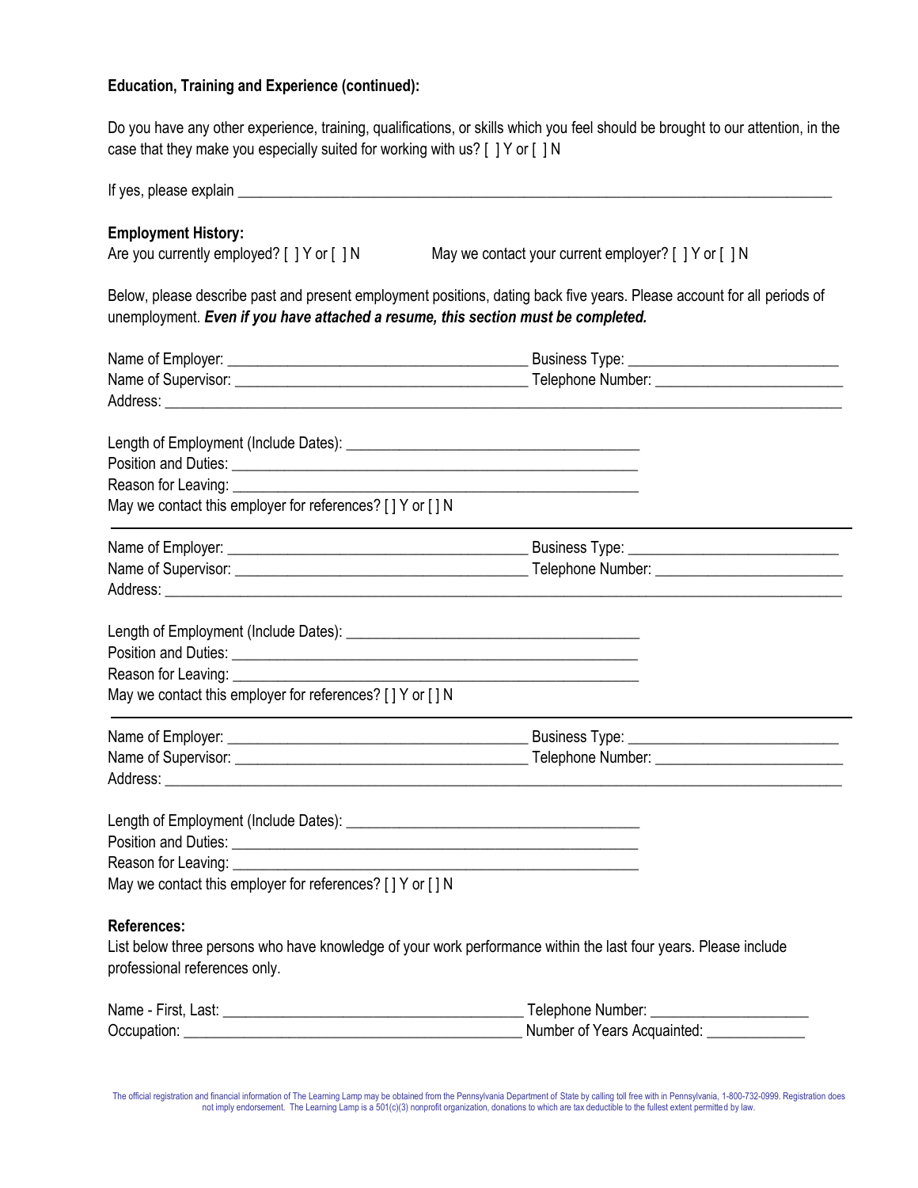**Education, Training and Experience (continued):**

Do you have any other experience, training, qualifications, or skills which you feel should be brought to our attention, in the case that they make you especially suited for working with us? [ ] Y or [ ] N

If yes, please explain \_\_\_\_\_\_\_\_\_\_\_\_\_\_\_\_\_\_\_\_\_\_\_\_\_\_\_\_\_\_\_\_\_\_\_\_\_\_\_\_\_\_\_\_\_\_\_\_\_\_\_\_\_\_\_\_\_\_\_\_\_\_\_\_\_\_\_\_\_\_\_\_\_\_\_\_\_\_

**Employment History:**

Are you currently employed? [ ] Y or [ ] N    May we contact your current employer? [ ] Y or [ ] N

Below, please describe past and present employment positions, dating back five years. Please account for all periods of unemployment. ***Even if you have attached a resume, this section must be completed.***

Name of Employer: \_\_\_\_\_\_\_\_\_\_\_\_\_\_\_\_\_\_\_\_\_\_\_\_\_\_\_\_\_\_\_\_\_\_\_\_\_\_ Business Type: \_\_\_\_\_\_\_\_\_\_\_\_\_\_\_\_\_\_\_\_\_\_\_\_\_\_\_
Name of Supervisor: \_\_\_\_\_\_\_\_\_\_\_\_\_\_\_\_\_\_\_\_\_\_\_\_\_\_\_\_\_\_\_\_\_\_\_\_\_\_ Telephone Number: \_\_\_\_\_\_\_\_\_\_\_\_\_\_\_\_\_\_\_\_\_\_\_\_\_
Address: \_\_\_\_\_\_\_\_\_\_\_\_\_\_\_\_\_\_\_\_\_\_\_\_\_\_\_\_\_\_\_\_\_\_\_\_\_\_\_\_\_\_\_\_\_\_\_\_\_\_\_\_\_\_\_\_\_\_\_\_\_\_\_\_\_\_\_\_\_\_\_\_\_\_\_\_\_\_\_\_\_\_\_\_\_\_\_\_\_\_\_\_

Length of Employment (Include Dates): \_\_\_\_\_\_\_\_\_\_\_\_\_\_\_\_\_\_\_\_\_\_\_\_\_\_\_\_\_\_\_\_\_\_\_\_\_\_
Position and Duties: \_\_\_\_\_\_\_\_\_\_\_\_\_\_\_\_\_\_\_\_\_\_\_\_\_\_\_\_\_\_\_\_\_\_\_\_\_\_\_\_\_\_\_\_\_\_\_\_\_\_\_\_\_
Reason for Leaving: \_\_\_\_\_\_\_\_\_\_\_\_\_\_\_\_\_\_\_\_\_\_\_\_\_\_\_\_\_\_\_\_\_\_\_\_\_\_\_\_\_\_\_\_\_\_\_\_\_\_\_\_\_
May we contact this employer for references? [ ] Y or [ ] N

---

Name of Employer: \_\_\_\_\_\_\_\_\_\_\_\_\_\_\_\_\_\_\_\_\_\_\_\_\_\_\_\_\_\_\_\_\_\_\_\_\_\_ Business Type: \_\_\_\_\_\_\_\_\_\_\_\_\_\_\_\_\_\_\_\_\_\_\_\_\_\_\_
Name of Supervisor: \_\_\_\_\_\_\_\_\_\_\_\_\_\_\_\_\_\_\_\_\_\_\_\_\_\_\_\_\_\_\_\_\_\_\_\_\_\_ Telephone Number: \_\_\_\_\_\_\_\_\_\_\_\_\_\_\_\_\_\_\_\_\_\_\_\_\_
Address: \_\_\_\_\_\_\_\_\_\_\_\_\_\_\_\_\_\_\_\_\_\_\_\_\_\_\_\_\_\_\_\_\_\_\_\_\_\_\_\_\_\_\_\_\_\_\_\_\_\_\_\_\_\_\_\_\_\_\_\_\_\_\_\_\_\_\_\_\_\_\_\_\_\_\_\_\_\_\_\_\_\_\_\_\_\_\_\_\_\_\_\_

Length of Employment (Include Dates): \_\_\_\_\_\_\_\_\_\_\_\_\_\_\_\_\_\_\_\_\_\_\_\_\_\_\_\_\_\_\_\_\_\_\_\_\_\_
Position and Duties: \_\_\_\_\_\_\_\_\_\_\_\_\_\_\_\_\_\_\_\_\_\_\_\_\_\_\_\_\_\_\_\_\_\_\_\_\_\_\_\_\_\_\_\_\_\_\_\_\_\_\_\_\_
Reason for Leaving: \_\_\_\_\_\_\_\_\_\_\_\_\_\_\_\_\_\_\_\_\_\_\_\_\_\_\_\_\_\_\_\_\_\_\_\_\_\_\_\_\_\_\_\_\_\_\_\_\_\_\_\_\_
May we contact this employer for references? [ ] Y or [ ] N

---

Name of Employer: \_\_\_\_\_\_\_\_\_\_\_\_\_\_\_\_\_\_\_\_\_\_\_\_\_\_\_\_\_\_\_\_\_\_\_\_\_\_ Business Type: \_\_\_\_\_\_\_\_\_\_\_\_\_\_\_\_\_\_\_\_\_\_\_\_\_\_\_
Name of Supervisor: \_\_\_\_\_\_\_\_\_\_\_\_\_\_\_\_\_\_\_\_\_\_\_\_\_\_\_\_\_\_\_\_\_\_\_\_\_\_ Telephone Number: \_\_\_\_\_\_\_\_\_\_\_\_\_\_\_\_\_\_\_\_\_\_\_\_\_
Address: \_\_\_\_\_\_\_\_\_\_\_\_\_\_\_\_\_\_\_\_\_\_\_\_\_\_\_\_\_\_\_\_\_\_\_\_\_\_\_\_\_\_\_\_\_\_\_\_\_\_\_\_\_\_\_\_\_\_\_\_\_\_\_\_\_\_\_\_\_\_\_\_\_\_\_\_\_\_\_\_\_\_\_\_\_\_\_\_\_\_\_\_

Length of Employment (Include Dates): \_\_\_\_\_\_\_\_\_\_\_\_\_\_\_\_\_\_\_\_\_\_\_\_\_\_\_\_\_\_\_\_\_\_\_\_\_\_
Position and Duties: \_\_\_\_\_\_\_\_\_\_\_\_\_\_\_\_\_\_\_\_\_\_\_\_\_\_\_\_\_\_\_\_\_\_\_\_\_\_\_\_\_\_\_\_\_\_\_\_\_\_\_\_\_
Reason for Leaving: \_\_\_\_\_\_\_\_\_\_\_\_\_\_\_\_\_\_\_\_\_\_\_\_\_\_\_\_\_\_\_\_\_\_\_\_\_\_\_\_\_\_\_\_\_\_\_\_\_\_\_\_\_
May we contact this employer for references? [ ] Y or [ ] N

**References:**

List below three persons who have knowledge of your work performance within the last four years. Please include professional references only.

Name - First, Last: \_\_\_\_\_\_\_\_\_\_\_\_\_\_\_\_\_\_\_\_\_\_\_\_\_\_\_\_\_\_\_\_\_\_\_\_\_\_\_ Telephone Number: \_\_\_\_\_\_\_\_\_\_\_\_\_\_\_\_\_\_\_\_
Occupation: \_\_\_\_\_\_\_\_\_\_\_\_\_\_\_\_\_\_\_\_\_\_\_\_\_\_\_\_\_\_\_\_\_\_\_\_\_\_\_\_\_\_\_\_ Number of Years Acquainted: \_\_\_\_\_\_\_\_\_\_\_\_\_

The official registration and financial information of The Learning Lamp may be obtained from the Pennsylvania Department of State by calling toll free with in Pennsylvania, 1-800-732-0999. Registration does not imply endorsement. The Learning Lamp is a 501(c)(3) nonprofit organization, donations to which are tax deductible to the fullest extent permitted by law.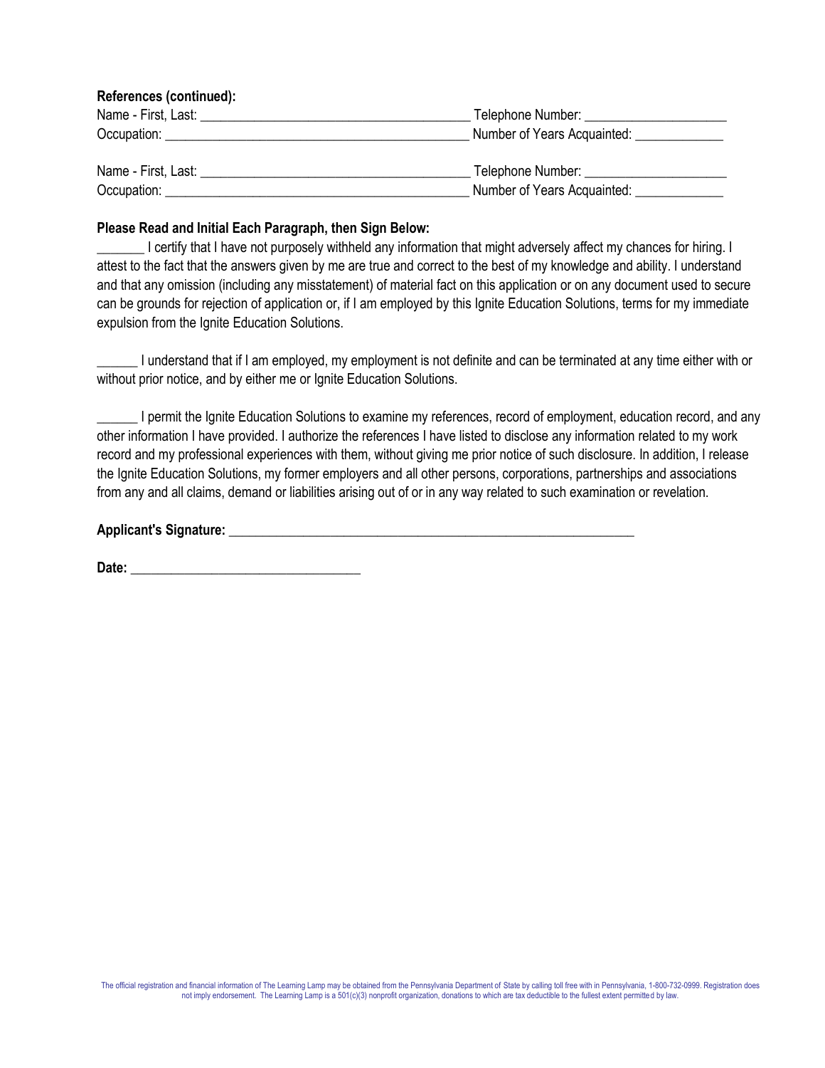**References (continued):**

Name - First, Last: ________________________________________ Telephone Number: ____________________
Occupation: ____________________________________________ Number of Years Acquainted: _____________

Name - First, Last: ________________________________________ Telephone Number: ____________________
Occupation: ____________________________________________ Number of Years Acquainted: _____________

**Please Read and Initial Each Paragraph, then Sign Below:**

_______ I certify that I have not purposely withheld any information that might adversely affect my chances for hiring. I attest to the fact that the answers given by me are true and correct to the best of my knowledge and ability. I understand and that any omission (including any misstatement) of material fact on this application or on any document used to secure can be grounds for rejection of application or, if I am employed by this Ignite Education Solutions, terms for my immediate expulsion from the Ignite Education Solutions.

______ I understand that if I am employed, my employment is not definite and can be terminated at any time either with or without prior notice, and by either me or Ignite Education Solutions.

______ I permit the Ignite Education Solutions to examine my references, record of employment, education record, and any other information I have provided. I authorize the references I have listed to disclose any information related to my work record and my professional experiences with them, without giving me prior notice of such disclosure. In addition, I release the Ignite Education Solutions, my former employers and all other persons, corporations, partnerships and associations from any and all claims, demand or liabilities arising out of or in any way related to such examination or revelation.

**Applicant's Signature:** ____________________________________________________________

**Date:** _________________________________

The official registration and financial information of The Learning Lamp may be obtained from the Pennsylvania Department of State by calling toll free with in Pennsylvania, 1-800-732-0999. Registration does not imply endorsement. The Learning Lamp is a 501(c)(3) nonprofit organization, donations to which are tax deductible to the fullest extent permitted by law.